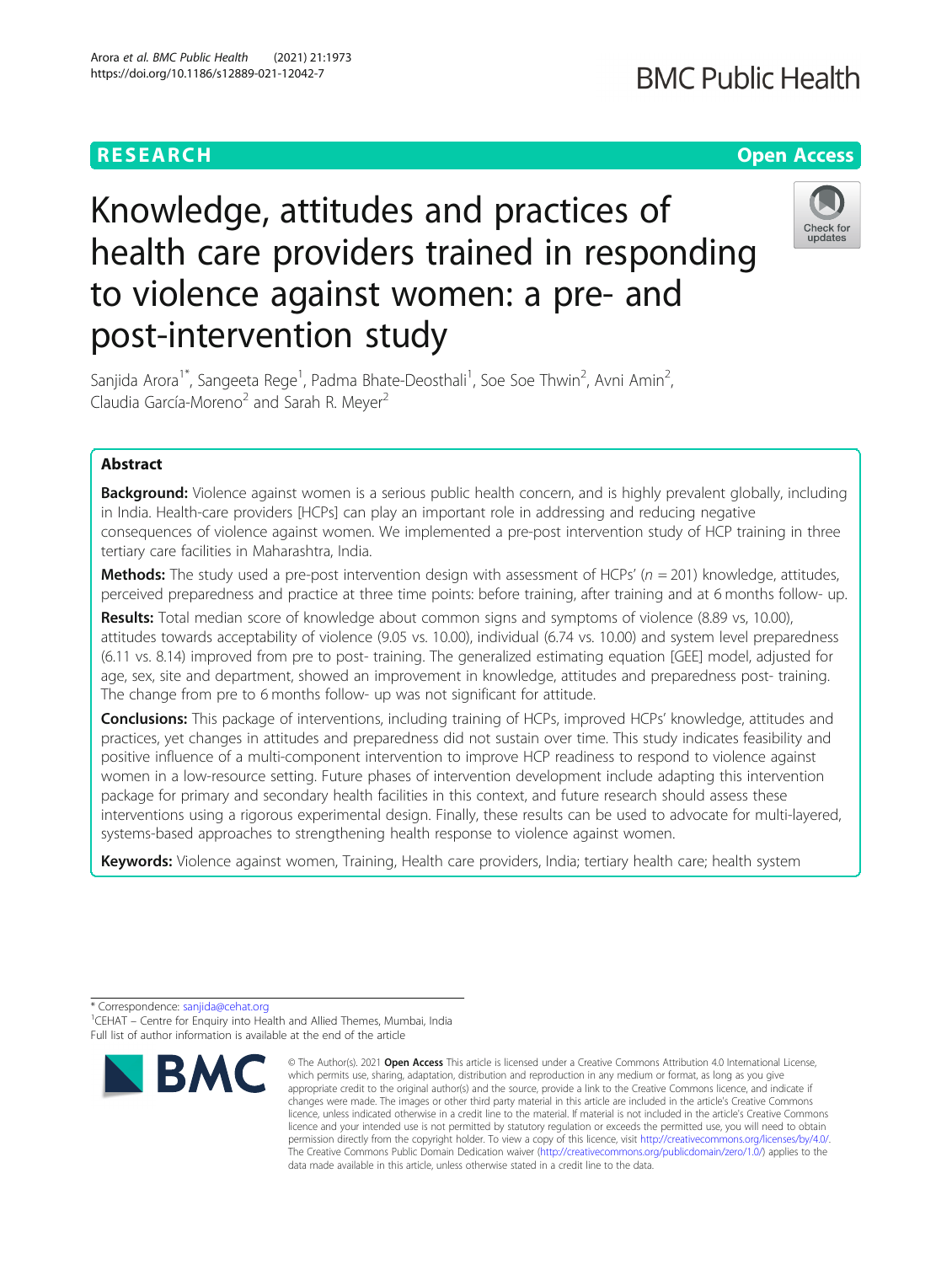RESEARCH

Open Access

# Knowledge, attitudes and practices of health care providers trained in responding to violence against women: a pre- and post-intervention study

Sanjida Arora[1*], Sangeeta Rege[1], Padma Bhate-Deosthali[1], Soe Soe Thwin[2], Avni Amin[2], Claudia García-Moreno[2] and Sarah R. Meyer[2]

## Abstract

**Background:** Violence against women is a serious public health concern, and is highly prevalent globally, including in India. Health-care providers [HCPs] can play an important role in addressing and reducing negative consequences of violence against women. We implemented a pre-post intervention study of HCP training in three tertiary care facilities in Maharashtra, India.

**Methods:** The study used a pre-post intervention design with assessment of HCPs' ($n = 201$) knowledge, attitudes, perceived preparedness and practice at three time points: before training, after training and at 6 months follow- up.

**Results:** Total median score of knowledge about common signs and symptoms of violence (8.89 vs, 10.00), attitudes towards acceptability of violence (9.05 vs. 10.00), individual (6.74 vs. 10.00) and system level preparedness (6.11 vs. 8.14) improved from pre to post- training. The generalized estimating equation [GEE] model, adjusted for age, sex, site and department, showed an improvement in knowledge, attitudes and preparedness post- training. The change from pre to 6 months follow- up was not significant for attitude.

**Conclusions:** This package of interventions, including training of HCPs, improved HCPs' knowledge, attitudes and practices, yet changes in attitudes and preparedness did not sustain over time. This study indicates feasibility and positive influence of a multi-component intervention to improve HCP readiness to respond to violence against women in a low-resource setting. Future phases of intervention development include adapting this intervention package for primary and secondary health facilities in this context, and future research should assess these interventions using a rigorous experimental design. Finally, these results can be used to advocate for multi-layered, systems-based approaches to strengthening health response to violence against women.

**Keywords:** Violence against women, Training, Health care providers, India; tertiary health care; health system

* Correspondence: sanjida@cehat.org
[1]CEHAT – Centre for Enquiry into Health and Allied Themes, Mumbai, India
Full list of author information is available at the end of the article

© The Author(s). 2021 **Open Access** This article is licensed under a Creative Commons Attribution 4.0 International License, which permits use, sharing, adaptation, distribution and reproduction in any medium or format, as long as you give appropriate credit to the original author(s) and the source, provide a link to the Creative Commons licence, and indicate if changes were made. The images or other third party material in this article are included in the article's Creative Commons licence, unless indicated otherwise in a credit line to the material. If material is not included in the article's Creative Commons licence and your intended use is not permitted by statutory regulation or exceeds the permitted use, you will need to obtain permission directly from the copyright holder. To view a copy of this licence, visit http://creativecommons.org/licenses/by/4.0/. The Creative Commons Public Domain Dedication waiver (http://creativecommons.org/publicdomain/zero/1.0/) applies to the data made available in this article, unless otherwise stated in a credit line to the data.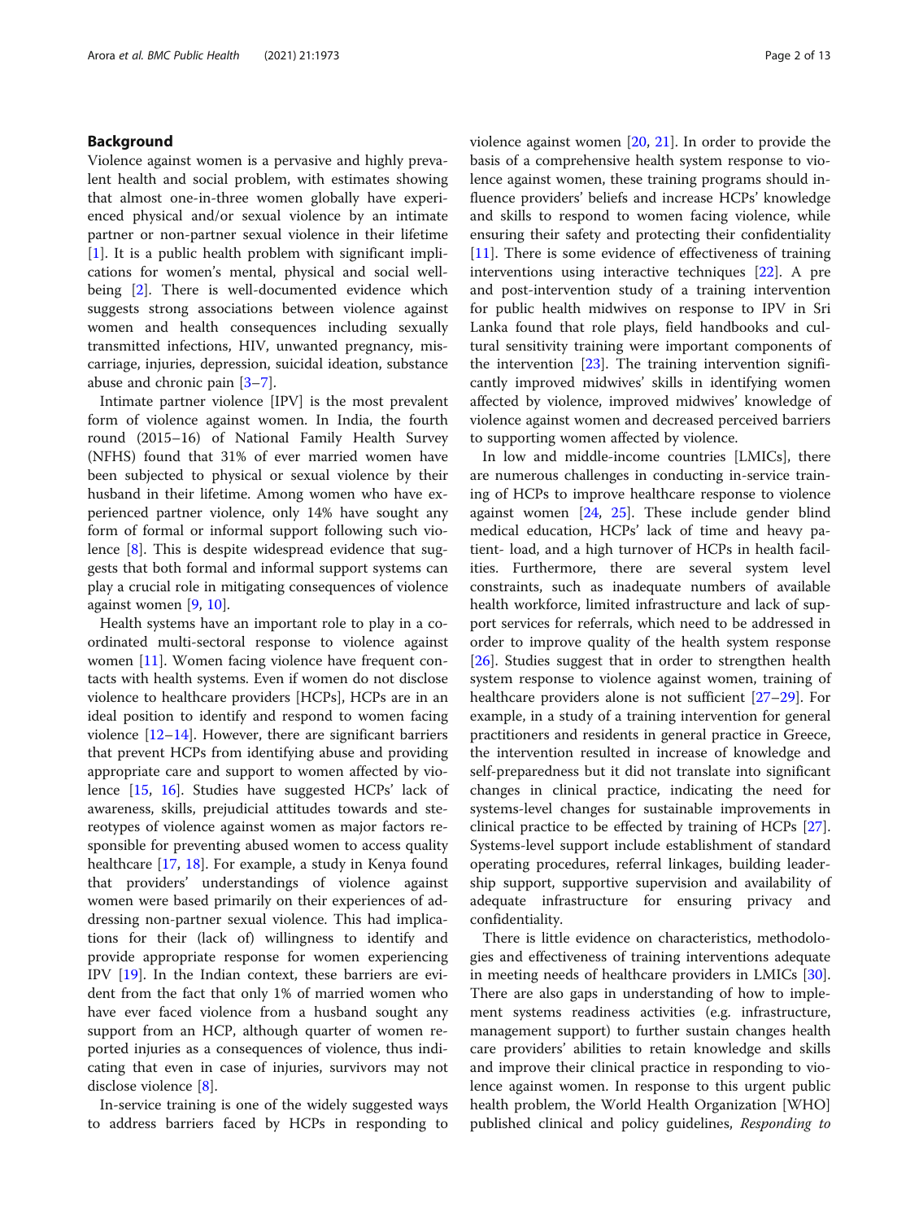## Background

Violence against women is a pervasive and highly prevalent health and social problem, with estimates showing that almost one-in-three women globally have experienced physical and/or sexual violence by an intimate partner or non-partner sexual violence in their lifetime [1]. It is a public health problem with significant implications for women's mental, physical and social wellbeing [2]. There is well-documented evidence which suggests strong associations between violence against women and health consequences including sexually transmitted infections, HIV, unwanted pregnancy, miscarriage, injuries, depression, suicidal ideation, substance abuse and chronic pain [3–7].

Intimate partner violence [IPV] is the most prevalent form of violence against women. In India, the fourth round (2015–16) of National Family Health Survey (NFHS) found that 31% of ever married women have been subjected to physical or sexual violence by their husband in their lifetime. Among women who have experienced partner violence, only 14% have sought any form of formal or informal support following such violence [8]. This is despite widespread evidence that suggests that both formal and informal support systems can play a crucial role in mitigating consequences of violence against women [9, 10].

Health systems have an important role to play in a coordinated multi-sectoral response to violence against women [11]. Women facing violence have frequent contacts with health systems. Even if women do not disclose violence to healthcare providers [HCPs], HCPs are in an ideal position to identify and respond to women facing violence [12–14]. However, there are significant barriers that prevent HCPs from identifying abuse and providing appropriate care and support to women affected by violence [15, 16]. Studies have suggested HCPs' lack of awareness, skills, prejudicial attitudes towards and stereotypes of violence against women as major factors responsible for preventing abused women to access quality healthcare [17, 18]. For example, a study in Kenya found that providers' understandings of violence against women were based primarily on their experiences of addressing non-partner sexual violence. This had implications for their (lack of) willingness to identify and provide appropriate response for women experiencing IPV [19]. In the Indian context, these barriers are evident from the fact that only 1% of married women who have ever faced violence from a husband sought any support from an HCP, although quarter of women reported injuries as a consequences of violence, thus indicating that even in case of injuries, survivors may not disclose violence [8].

In-service training is one of the widely suggested ways to address barriers faced by HCPs in responding to violence against women [20, 21]. In order to provide the basis of a comprehensive health system response to violence against women, these training programs should influence providers' beliefs and increase HCPs' knowledge and skills to respond to women facing violence, while ensuring their safety and protecting their confidentiality [11]. There is some evidence of effectiveness of training interventions using interactive techniques [22]. A pre and post-intervention study of a training intervention for public health midwives on response to IPV in Sri Lanka found that role plays, field handbooks and cultural sensitivity training were important components of the intervention [23]. The training intervention significantly improved midwives' skills in identifying women affected by violence, improved midwives' knowledge of violence against women and decreased perceived barriers to supporting women affected by violence.

In low and middle-income countries [LMICs], there are numerous challenges in conducting in-service training of HCPs to improve healthcare response to violence against women [24, 25]. These include gender blind medical education, HCPs' lack of time and heavy patient- load, and a high turnover of HCPs in health facilities. Furthermore, there are several system level constraints, such as inadequate numbers of available health workforce, limited infrastructure and lack of support services for referrals, which need to be addressed in order to improve quality of the health system response [26]. Studies suggest that in order to strengthen health system response to violence against women, training of healthcare providers alone is not sufficient [27–29]. For example, in a study of a training intervention for general practitioners and residents in general practice in Greece, the intervention resulted in increase of knowledge and self-preparedness but it did not translate into significant changes in clinical practice, indicating the need for systems-level changes for sustainable improvements in clinical practice to be effected by training of HCPs [27]. Systems-level support include establishment of standard operating procedures, referral linkages, building leadership support, supportive supervision and availability of adequate infrastructure for ensuring privacy and confidentiality.

There is little evidence on characteristics, methodologies and effectiveness of training interventions adequate in meeting needs of healthcare providers in LMICs [30]. There are also gaps in understanding of how to implement systems readiness activities (e.g. infrastructure, management support) to further sustain changes health care providers' abilities to retain knowledge and skills and improve their clinical practice in responding to violence against women. In response to this urgent public health problem, the World Health Organization [WHO] published clinical and policy guidelines, *Responding to*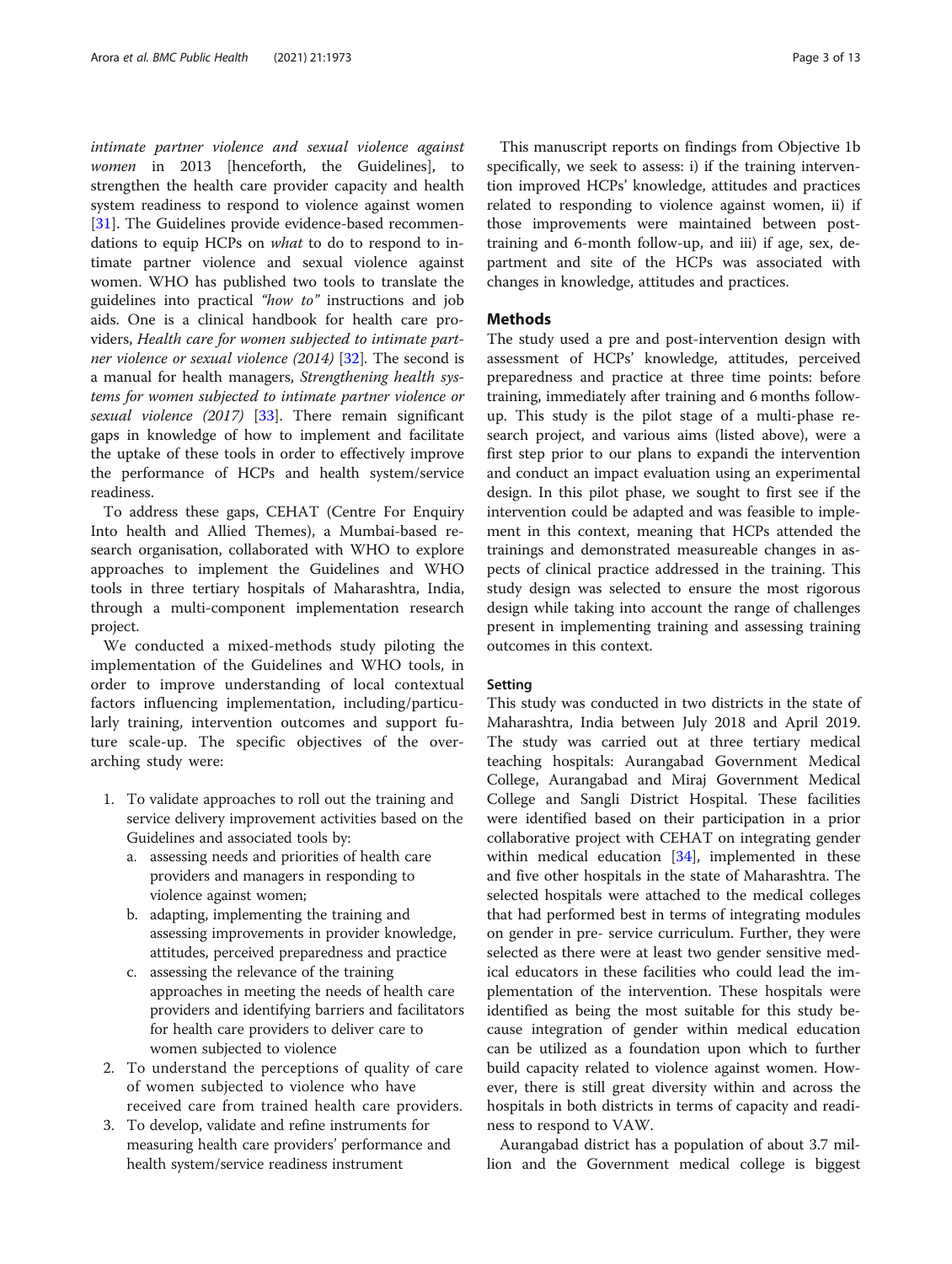*intimate partner violence and sexual violence against women* in 2013 [henceforth, the Guidelines], to strengthen the health care provider capacity and health system readiness to respond to violence against women [31]. The Guidelines provide evidence-based recommendations to equip HCPs on *what* to do to respond to intimate partner violence and sexual violence against women. WHO has published two tools to translate the guidelines into practical *"how to"* instructions and job aids. One is a clinical handbook for health care providers, *Health care for women subjected to intimate partner violence or sexual violence (2014)* [32]. The second is a manual for health managers, *Strengthening health systems for women subjected to intimate partner violence or sexual violence (2017)* [33]. There remain significant gaps in knowledge of how to implement and facilitate the uptake of these tools in order to effectively improve the performance of HCPs and health system/service readiness.

To address these gaps, CEHAT (Centre For Enquiry Into health and Allied Themes), a Mumbai-based research organisation, collaborated with WHO to explore approaches to implement the Guidelines and WHO tools in three tertiary hospitals of Maharashtra, India, through a multi-component implementation research project.

We conducted a mixed-methods study piloting the implementation of the Guidelines and WHO tools, in order to improve understanding of local contextual factors influencing implementation, including/particularly training, intervention outcomes and support future scale-up. The specific objectives of the overarching study were:

1. To validate approaches to roll out the training and service delivery improvement activities based on the Guidelines and associated tools by:
   a. assessing needs and priorities of health care providers and managers in responding to violence against women;
   b. adapting, implementing the training and assessing improvements in provider knowledge, attitudes, perceived preparedness and practice
   c. assessing the relevance of the training approaches in meeting the needs of health care providers and identifying barriers and facilitators for health care providers to deliver care to women subjected to violence
2. To understand the perceptions of quality of care of women subjected to violence who have received care from trained health care providers.
3. To develop, validate and refine instruments for measuring health care providers' performance and health system/service readiness instrument

This manuscript reports on findings from Objective 1b specifically, we seek to assess: i) if the training intervention improved HCPs' knowledge, attitudes and practices related to responding to violence against women, ii) if those improvements were maintained between post-training and 6-month follow-up, and iii) if age, sex, department and site of the HCPs was associated with changes in knowledge, attitudes and practices.

## Methods

The study used a pre and post-intervention design with assessment of HCPs' knowledge, attitudes, perceived preparedness and practice at three time points: before training, immediately after training and 6 months follow-up. This study is the pilot stage of a multi-phase research project, and various aims (listed above), were a first step prior to our plans to expandi the intervention and conduct an impact evaluation using an experimental design. In this pilot phase, we sought to first see if the intervention could be adapted and was feasible to implement in this context, meaning that HCPs attended the trainings and demonstrated measureable changes in aspects of clinical practice addressed in the training. This study design was selected to ensure the most rigorous design while taking into account the range of challenges present in implementing training and assessing training outcomes in this context.

### Setting

This study was conducted in two districts in the state of Maharashtra, India between July 2018 and April 2019. The study was carried out at three tertiary medical teaching hospitals: Aurangabad Government Medical College, Aurangabad and Miraj Government Medical College and Sangli District Hospital. These facilities were identified based on their participation in a prior collaborative project with CEHAT on integrating gender within medical education [34], implemented in these and five other hospitals in the state of Maharashtra. The selected hospitals were attached to the medical colleges that had performed best in terms of integrating modules on gender in pre- service curriculum. Further, they were selected as there were at least two gender sensitive medical educators in these facilities who could lead the implementation of the intervention. These hospitals were identified as being the most suitable for this study because integration of gender within medical education can be utilized as a foundation upon which to further build capacity related to violence against women. However, there is still great diversity within and across the hospitals in both districts in terms of capacity and readiness to respond to VAW.

Aurangabad district has a population of about 3.7 million and the Government medical college is biggest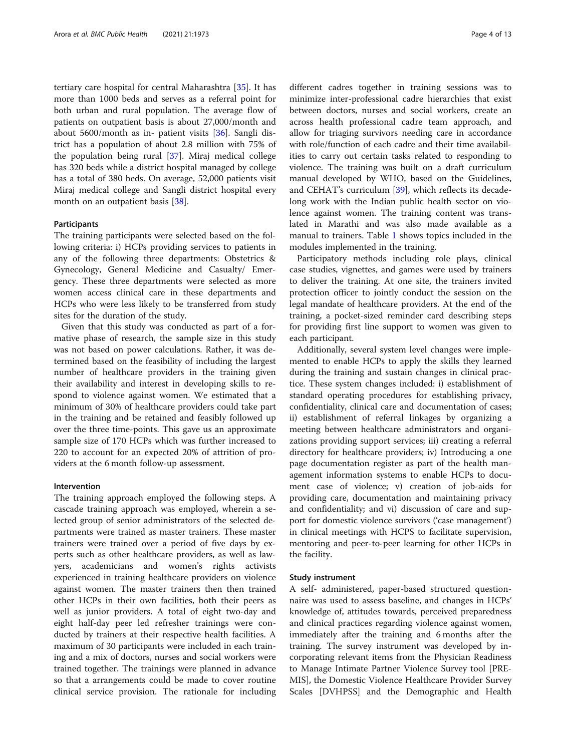tertiary care hospital for central Maharashtra [35]. It has more than 1000 beds and serves as a referral point for both urban and rural population. The average flow of patients on outpatient basis is about 27,000/month and about 5600/month as in- patient visits [36]. Sangli district has a population of about 2.8 million with 75% of the population being rural [37]. Miraj medical college has 320 beds while a district hospital managed by college has a total of 380 beds. On average, 52,000 patients visit Miraj medical college and Sangli district hospital every month on an outpatient basis [38].

### Participants

The training participants were selected based on the following criteria: i) HCPs providing services to patients in any of the following three departments: Obstetrics & Gynecology, General Medicine and Casualty/ Emergency. These three departments were selected as more women access clinical care in these departments and HCPs who were less likely to be transferred from study sites for the duration of the study.

Given that this study was conducted as part of a formative phase of research, the sample size in this study was not based on power calculations. Rather, it was determined based on the feasibility of including the largest number of healthcare providers in the training given their availability and interest in developing skills to respond to violence against women. We estimated that a minimum of 30% of healthcare providers could take part in the training and be retained and feasibly followed up over the three time-points. This gave us an approximate sample size of 170 HCPs which was further increased to 220 to account for an expected 20% of attrition of providers at the 6 month follow-up assessment.

### Intervention

The training approach employed the following steps. A cascade training approach was employed, wherein a selected group of senior administrators of the selected departments were trained as master trainers. These master trainers were trained over a period of five days by experts such as other healthcare providers, as well as lawyers, academicians and women's rights activists experienced in training healthcare providers on violence against women. The master trainers then then trained other HCPs in their own facilities, both their peers as well as junior providers. A total of eight two-day and eight half-day peer led refresher trainings were conducted by trainers at their respective health facilities. A maximum of 30 participants were included in each training and a mix of doctors, nurses and social workers were trained together. The trainings were planned in advance so that a arrangements could be made to cover routine clinical service provision. The rationale for including different cadres together in training sessions was to minimize inter-professional cadre hierarchies that exist between doctors, nurses and social workers, create an across health professional cadre team approach, and allow for triaging survivors needing care in accordance with role/function of each cadre and their time availabilities to carry out certain tasks related to responding to violence. The training was built on a draft curriculum manual developed by WHO, based on the Guidelines, and CEHAT's curriculum [39], which reflects its decade-long work with the Indian public health sector on violence against women. The training content was translated in Marathi and was also made available as a manual to trainers. Table 1 shows topics included in the modules implemented in the training.

Participatory methods including role plays, clinical case studies, vignettes, and games were used by trainers to deliver the training. At one site, the trainers invited protection officer to jointly conduct the session on the legal mandate of healthcare providers. At the end of the training, a pocket-sized reminder card describing steps for providing first line support to women was given to each participant.

Additionally, several system level changes were implemented to enable HCPs to apply the skills they learned during the training and sustain changes in clinical practice. These system changes included: i) establishment of standard operating procedures for establishing privacy, confidentiality, clinical care and documentation of cases; ii) establishment of referral linkages by organizing a meeting between healthcare administrators and organizations providing support services; iii) creating a referral directory for healthcare providers; iv) Introducing a one page documentation register as part of the health management information systems to enable HCPs to document case of violence; v) creation of job-aids for providing care, documentation and maintaining privacy and confidentiality; and vi) discussion of care and support for domestic violence survivors ('case management') in clinical meetings with HCPS to facilitate supervision, mentoring and peer-to-peer learning for other HCPs in the facility.

### Study instrument

A self- administered, paper-based structured questionnaire was used to assess baseline, and changes in HCPs' knowledge of, attitudes towards, perceived preparedness and clinical practices regarding violence against women, immediately after the training and 6 months after the training. The survey instrument was developed by incorporating relevant items from the Physician Readiness to Manage Intimate Partner Violence Survey tool [PREMIS], the Domestic Violence Healthcare Provider Survey Scales [DVHPSS] and the Demographic and Health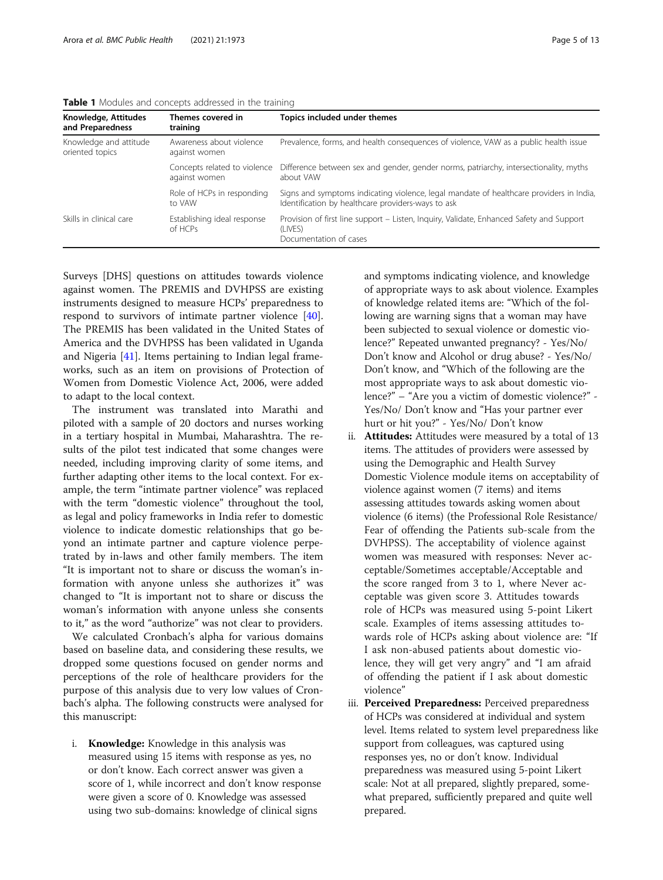**Table 1** Modules and concepts addressed in the training

| Knowledge, Attitudes and Preparedness | Themes covered in training | Topics included under themes |
|---|---|---|
| Knowledge and attitude oriented topics | Awareness about violence against women | Prevalence, forms, and health consequences of violence, VAW as a public health issue |
| | Concepts related to violence against women | Difference between sex and gender, gender norms, patriarchy, intersectionality, myths about VAW |
| | Role of HCPs in responding to VAW | Signs and symptoms indicating violence, legal mandate of healthcare providers in India, Identification by healthcare providers-ways to ask |
| Skills in clinical care | Establishing ideal response of HCPs | Provision of first line support – Listen, Inquiry, Validate, Enhanced Safety and Support (LIVES)<br>Documentation of cases |

Surveys [DHS] questions on attitudes towards violence against women. The PREMIS and DVHPSS are existing instruments designed to measure HCPs' preparedness to respond to survivors of intimate partner violence [40]. The PREMIS has been validated in the United States of America and the DVHPSS has been validated in Uganda and Nigeria [41]. Items pertaining to Indian legal frameworks, such as an item on provisions of Protection of Women from Domestic Violence Act, 2006, were added to adapt to the local context.

The instrument was translated into Marathi and piloted with a sample of 20 doctors and nurses working in a tertiary hospital in Mumbai, Maharashtra. The results of the pilot test indicated that some changes were needed, including improving clarity of some items, and further adapting other items to the local context. For example, the term "intimate partner violence" was replaced with the term "domestic violence" throughout the tool, as legal and policy frameworks in India refer to domestic violence to indicate domestic relationships that go beyond an intimate partner and capture violence perpetrated by in-laws and other family members. The item "It is important not to share or discuss the woman's information with anyone unless she authorizes it" was changed to "It is important not to share or discuss the woman's information with anyone unless she consents to it," as the word "authorize" was not clear to providers.

We calculated Cronbach's alpha for various domains based on baseline data, and considering these results, we dropped some questions focused on gender norms and perceptions of the role of healthcare providers for the purpose of this analysis due to very low values of Cronbach's alpha. The following constructs were analysed for this manuscript:

i. **Knowledge:** Knowledge in this analysis was measured using 15 items with response as yes, no or don't know. Each correct answer was given a score of 1, while incorrect and don't know response were given a score of 0. Knowledge was assessed using two sub-domains: knowledge of clinical signs and symptoms indicating violence, and knowledge of appropriate ways to ask about violence. Examples of knowledge related items are: "Which of the following are warning signs that a woman may have been subjected to sexual violence or domestic violence?" Repeated unwanted pregnancy? - Yes/No/ Don't know and Alcohol or drug abuse? - Yes/No/ Don't know, and "Which of the following are the most appropriate ways to ask about domestic violence?" – "Are you a victim of domestic violence?" - Yes/No/ Don't know and "Has your partner ever hurt or hit you?" - Yes/No/ Don't know

ii. **Attitudes:** Attitudes were measured by a total of 13 items. The attitudes of providers were assessed by using the Demographic and Health Survey Domestic Violence module items on acceptability of violence against women (7 items) and items assessing attitudes towards asking women about violence (6 items) (the Professional Role Resistance/ Fear of offending the Patients sub-scale from the DVHPSS). The acceptability of violence against women was measured with responses: Never acceptable/Sometimes acceptable/Acceptable and the score ranged from 3 to 1, where Never acceptable was given score 3. Attitudes towards role of HCPs was measured using 5-point Likert scale. Examples of items assessing attitudes towards role of HCPs asking about violence are: "If I ask non-abused patients about domestic violence, they will get very angry" and "I am afraid of offending the patient if I ask about domestic violence"

iii. **Perceived Preparedness:** Perceived preparedness of HCPs was considered at individual and system level. Items related to system level preparedness like support from colleagues, was captured using responses yes, no or don't know. Individual preparedness was measured using 5-point Likert scale: Not at all prepared, slightly prepared, somewhat prepared, sufficiently prepared and quite well prepared.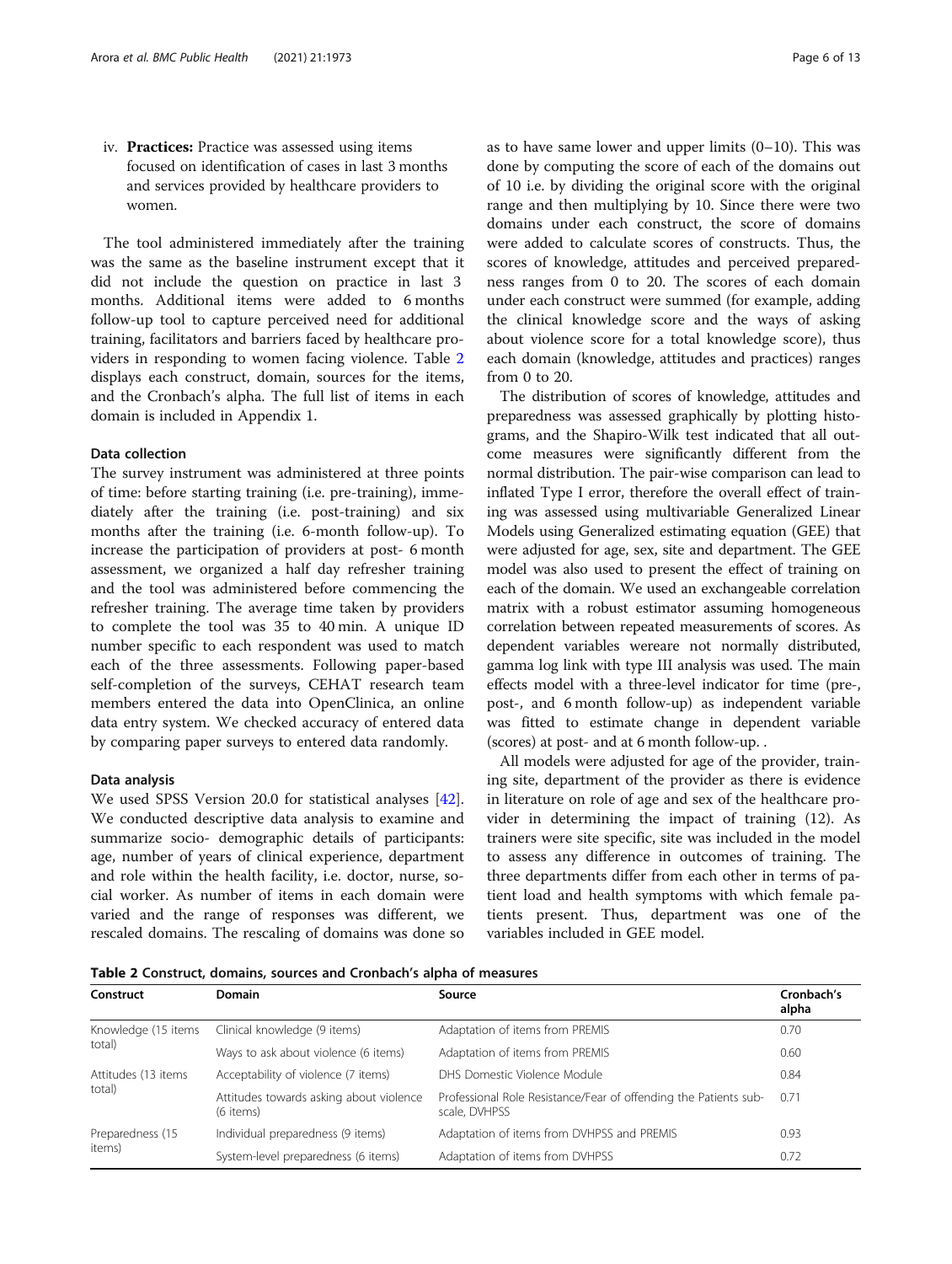iv. **Practices:** Practice was assessed using items focused on identification of cases in last 3 months and services provided by healthcare providers to women.

The tool administered immediately after the training was the same as the baseline instrument except that it did not include the question on practice in last 3 months. Additional items were added to 6 months follow-up tool to capture perceived need for additional training, facilitators and barriers faced by healthcare providers in responding to women facing violence. Table 2 displays each construct, domain, sources for the items, and the Cronbach's alpha. The full list of items in each domain is included in Appendix 1.

### Data collection

The survey instrument was administered at three points of time: before starting training (i.e. pre-training), immediately after the training (i.e. post-training) and six months after the training (i.e. 6-month follow-up). To increase the participation of providers at post- 6 month assessment, we organized a half day refresher training and the tool was administered before commencing the refresher training. The average time taken by providers to complete the tool was 35 to 40 min. A unique ID number specific to each respondent was used to match each of the three assessments. Following paper-based self-completion of the surveys, CEHAT research team members entered the data into OpenClinica, an online data entry system. We checked accuracy of entered data by comparing paper surveys to entered data randomly.

### Data analysis

We used SPSS Version 20.0 for statistical analyses [42]. We conducted descriptive data analysis to examine and summarize socio- demographic details of participants: age, number of years of clinical experience, department and role within the health facility, i.e. doctor, nurse, social worker. As number of items in each domain were varied and the range of responses was different, we rescaled domains. The rescaling of domains was done so as to have same lower and upper limits (0–10). This was done by computing the score of each of the domains out of 10 i.e. by dividing the original score with the original range and then multiplying by 10. Since there were two domains under each construct, the score of domains were added to calculate scores of constructs. Thus, the scores of knowledge, attitudes and perceived preparedness ranges from 0 to 20. The scores of each domain under each construct were summed (for example, adding the clinical knowledge score and the ways of asking about violence score for a total knowledge score), thus each domain (knowledge, attitudes and practices) ranges from 0 to 20.

The distribution of scores of knowledge, attitudes and preparedness was assessed graphically by plotting histograms, and the Shapiro-Wilk test indicated that all outcome measures were significantly different from the normal distribution. The pair-wise comparison can lead to inflated Type I error, therefore the overall effect of training was assessed using multivariable Generalized Linear Models using Generalized estimating equation (GEE) that were adjusted for age, sex, site and department. The GEE model was also used to present the effect of training on each of the domain. We used an exchangeable correlation matrix with a robust estimator assuming homogeneous correlation between repeated measurements of scores. As dependent variables wereare not normally distributed, gamma log link with type III analysis was used. The main effects model with a three-level indicator for time (pre-, post-, and 6 month follow-up) as independent variable was fitted to estimate change in dependent variable (scores) at post- and at 6 month follow-up. .

All models were adjusted for age of the provider, training site, department of the provider as there is evidence in literature on role of age and sex of the healthcare provider in determining the impact of training (12). As trainers were site specific, site was included in the model to assess any difference in outcomes of training. The three departments differ from each other in terms of patient load and health symptoms with which female patients present. Thus, department was one of the variables included in GEE model.

**Table 2** Construct, domains, sources and Cronbach's alpha of measures

| Construct | Domain | Source | Cronbach's alpha |
|---|---|---|---|
| Knowledge (15 items total) | Clinical knowledge (9 items) | Adaptation of items from PREMIS | 0.70 |
| | Ways to ask about violence (6 items) | Adaptation of items from PREMIS | 0.60 |
| Attitudes (13 items total) | Acceptability of violence (7 items) | DHS Domestic Violence Module | 0.84 |
| | Attitudes towards asking about violence (6 items) | Professional Role Resistance/Fear of offending the Patients sub-scale, DVHPSS | 0.71 |
| Preparedness (15 items) | Individual preparedness (9 items) | Adaptation of items from DVHPSS and PREMIS | 0.93 |
| | System-level preparedness (6 items) | Adaptation of items from DVHPSS | 0.72 |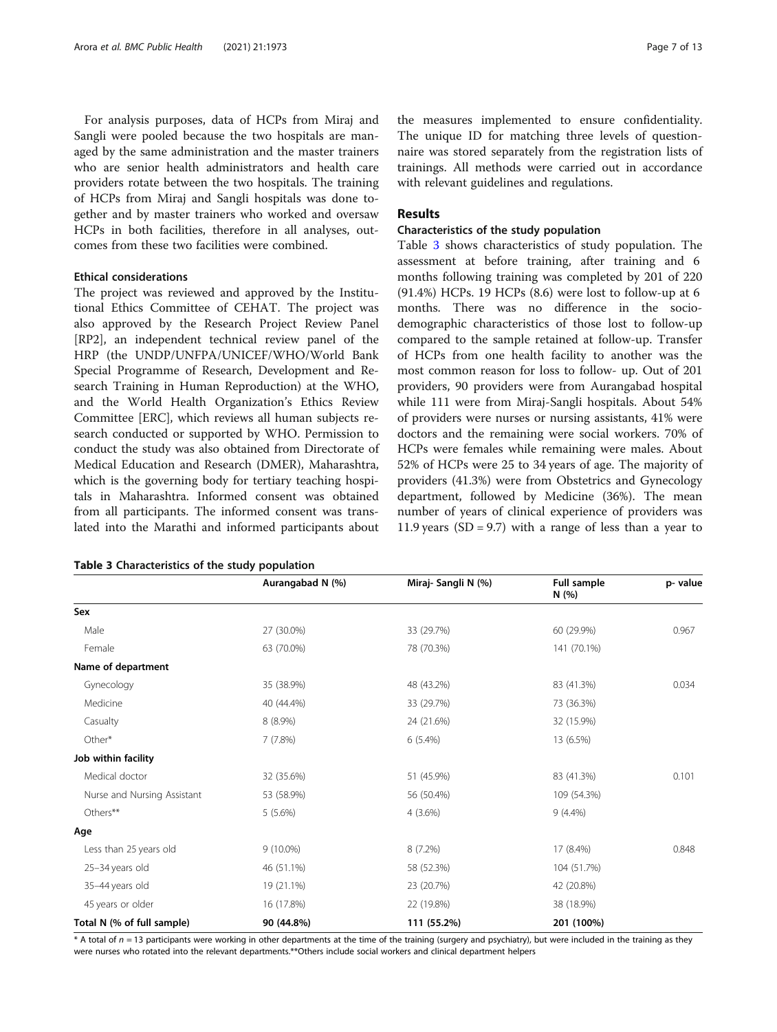For analysis purposes, data of HCPs from Miraj and Sangli were pooled because the two hospitals are managed by the same administration and the master trainers who are senior health administrators and health care providers rotate between the two hospitals. The training of HCPs from Miraj and Sangli hospitals was done together and by master trainers who worked and oversaw HCPs in both facilities, therefore in all analyses, outcomes from these two facilities were combined.

### Ethical considerations

The project was reviewed and approved by the Institutional Ethics Committee of CEHAT. The project was also approved by the Research Project Review Panel [RP2], an independent technical review panel of the HRP (the UNDP/UNFPA/UNICEF/WHO/World Bank Special Programme of Research, Development and Research Training in Human Reproduction) at the WHO, and the World Health Organization's Ethics Review Committee [ERC], which reviews all human subjects research conducted or supported by WHO. Permission to conduct the study was also obtained from Directorate of Medical Education and Research (DMER), Maharashtra, which is the governing body for tertiary teaching hospitals in Maharashtra. Informed consent was obtained from all participants. The informed consent was translated into the Marathi and informed participants about the measures implemented to ensure confidentiality. The unique ID for matching three levels of questionnaire was stored separately from the registration lists of trainings. All methods were carried out in accordance with relevant guidelines and regulations.

## Results

### Characteristics of the study population

Table 3 shows characteristics of study population. The assessment at before training, after training and 6 months following training was completed by 201 of 220 (91.4%) HCPs. 19 HCPs (8.6) were lost to follow-up at 6 months. There was no difference in the socio-demographic characteristics of those lost to follow-up compared to the sample retained at follow-up. Transfer of HCPs from one health facility to another was the most common reason for loss to follow- up. Out of 201 providers, 90 providers were from Aurangabad hospital while 111 were from Miraj-Sangli hospitals. About 54% of providers were nurses or nursing assistants, 41% were doctors and the remaining were social workers. 70% of HCPs were females while remaining were males. About 52% of HCPs were 25 to 34 years of age. The majority of providers (41.3%) were from Obstetrics and Gynecology department, followed by Medicine (36%). The mean number of years of clinical experience of providers was 11.9 years (SD = 9.7) with a range of less than a year to

**Table 3** Characteristics of the study population

| | Aurangabad N (%) | Miraj- Sangli N (%) | Full sample N (%) | p- value |
|---|---|---|---|---|
| **Sex** | | | | |
| Male | 27 (30.0%) | 33 (29.7%) | 60 (29.9%) | 0.967 |
| Female | 63 (70.0%) | 78 (70.3%) | 141 (70.1%) | |
| **Name of department** | | | | |
| Gynecology | 35 (38.9%) | 48 (43.2%) | 83 (41.3%) | 0.034 |
| Medicine | 40 (44.4%) | 33 (29.7%) | 73 (36.3%) | |
| Casualty | 8 (8.9%) | 24 (21.6%) | 32 (15.9%) | |
| Other* | 7 (7.8%) | 6 (5.4%) | 13 (6.5%) | |
| **Job within facility** | | | | |
| Medical doctor | 32 (35.6%) | 51 (45.9%) | 83 (41.3%) | 0.101 |
| Nurse and Nursing Assistant | 53 (58.9%) | 56 (50.4%) | 109 (54.3%) | |
| Others** | 5 (5.6%) | 4 (3.6%) | 9 (4.4%) | |
| **Age** | | | | |
| Less than 25 years old | 9 (10.0%) | 8 (7.2%) | 17 (8.4%) | 0.848 |
| 25–34 years old | 46 (51.1%) | 58 (52.3%) | 104 (51.7%) | |
| 35–44 years old | 19 (21.1%) | 23 (20.7%) | 42 (20.8%) | |
| 45 years or older | 16 (17.8%) | 22 (19.8%) | 38 (18.9%) | |
| **Total N (% of full sample)** | **90 (44.8%)** | **111 (55.2%)** | **201 (100%)** | |

* A total of $n = 13$ participants were working in other departments at the time of the training (surgery and psychiatry), but were included in the training as they were nurses who rotated into the relevant departments.**Others include social workers and clinical department helpers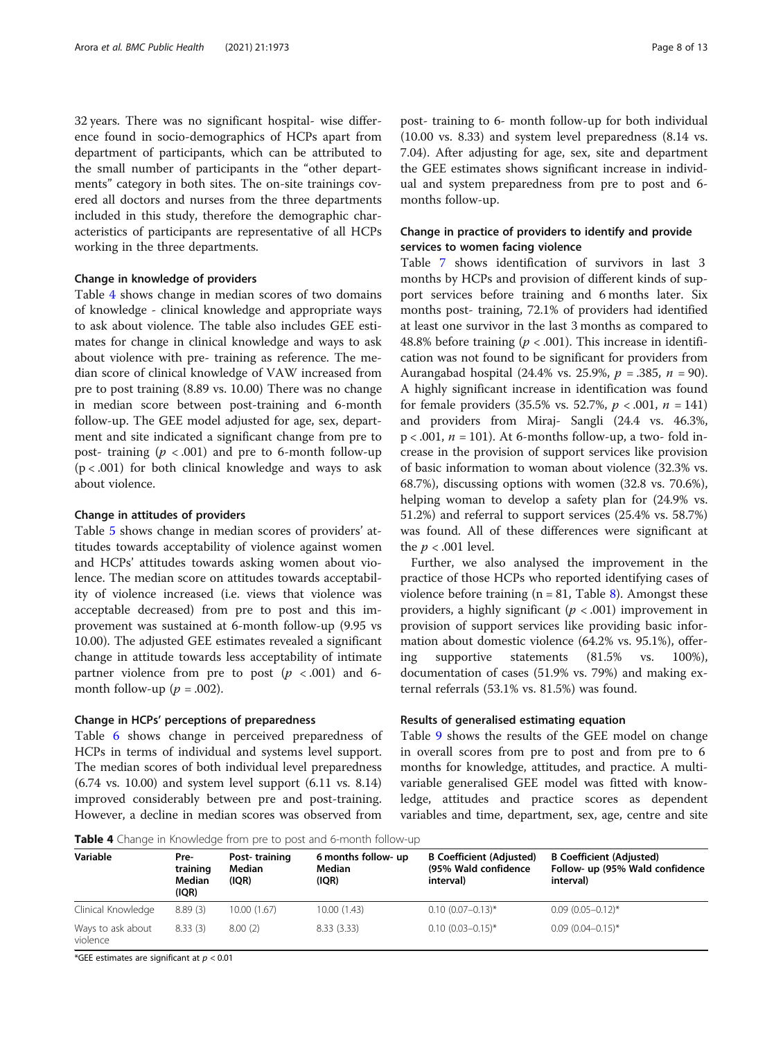32 years. There was no significant hospital- wise difference found in socio-demographics of HCPs apart from department of participants, which can be attributed to the small number of participants in the "other departments" category in both sites. The on-site trainings covered all doctors and nurses from the three departments included in this study, therefore the demographic characteristics of participants are representative of all HCPs working in the three departments.

### Change in knowledge of providers

Table 4 shows change in median scores of two domains of knowledge - clinical knowledge and appropriate ways to ask about violence. The table also includes GEE estimates for change in clinical knowledge and ways to ask about violence with pre- training as reference. The median score of clinical knowledge of VAW increased from pre to post training (8.89 vs. 10.00) There was no change in median score between post-training and 6-month follow-up. The GEE model adjusted for age, sex, department and site indicated a significant change from pre to post- training ($p < .001$) and pre to 6-month follow-up ($p < .001$) for both clinical knowledge and ways to ask about violence.

### Change in attitudes of providers

Table 5 shows change in median scores of providers' attitudes towards acceptability of violence against women and HCPs' attitudes towards asking women about violence. The median score on attitudes towards acceptability of violence increased (i.e. views that violence was acceptable decreased) from pre to post and this improvement was sustained at 6-month follow-up (9.95 vs 10.00). The adjusted GEE estimates revealed a significant change in attitude towards less acceptability of intimate partner violence from pre to post ($p < .001$) and 6-month follow-up ($p = .002$).

### Change in HCPs' perceptions of preparedness

Table 6 shows change in perceived preparedness of HCPs in terms of individual and systems level support. The median scores of both individual level preparedness (6.74 vs. 10.00) and system level support (6.11 vs. 8.14) improved considerably between pre and post-training. However, a decline in median scores was observed from post- training to 6- month follow-up for both individual (10.00 vs. 8.33) and system level preparedness (8.14 vs. 7.04). After adjusting for age, sex, site and department the GEE estimates shows significant increase in individual and system preparedness from pre to post and 6-months follow-up.

### Change in practice of providers to identify and provide services to women facing violence

Table 7 shows identification of survivors in last 3 months by HCPs and provision of different kinds of support services before training and 6 months later. Six months post- training, 72.1% of providers had identified at least one survivor in the last 3 months as compared to 48.8% before training ($p < .001$). This increase in identification was not found to be significant for providers from Aurangabad hospital (24.4% vs. 25.9%, $p = .385$, $n = 90$). A highly significant increase in identification was found for female providers (35.5% vs. 52.7%, $p < .001$, $n = 141$) and providers from Miraj- Sangli (24.4 vs. 46.3%, $p < .001$, $n = 101$). At 6-months follow-up, a two- fold increase in the provision of support services like provision of basic information to woman about violence (32.3% vs. 68.7%), discussing options with women (32.8 vs. 70.6%), helping woman to develop a safety plan for (24.9% vs. 51.2%) and referral to support services (25.4% vs. 58.7%) was found. All of these differences were significant at the $p < .001$ level.

Further, we also analysed the improvement in the practice of those HCPs who reported identifying cases of violence before training ($n = 81$, Table 8). Amongst these providers, a highly significant ($p < .001$) improvement in provision of support services like providing basic information about domestic violence (64.2% vs. 95.1%), offering supportive statements (81.5% vs. 100%), documentation of cases (51.9% vs. 79%) and making external referrals (53.1% vs. 81.5%) was found.

### Results of generalised estimating equation

Table 9 shows the results of the GEE model on change in overall scores from pre to post and from pre to 6 months for knowledge, attitudes, and practice. A multivariable generalised GEE model was fitted with knowledge, attitudes and practice scores as dependent variables and time, department, sex, age, centre and site

**Table 4** Change in Knowledge from pre to post and 6-month follow-up

| Variable | Pre-training Median (IQR) | Post- training Median (IQR) | 6 months follow- up Median (IQR) | B Coefficient (Adjusted) (95% Wald confidence interval) | B Coefficient (Adjusted) Follow- up (95% Wald confidence interval) |
|---|---|---|---|---|---|
| Clinical Knowledge | 8.89 (3) | 10.00 (1.67) | 10.00 (1.43) | 0.10 (0.07–0.13)* | 0.09 (0.05–0.12)* |
| Ways to ask about violence | 8.33 (3) | 8.00 (2) | 8.33 (3.33) | 0.10 (0.03–0.15)* | 0.09 (0.04–0.15)* |

*GEE estimates are significant at $p < 0.01$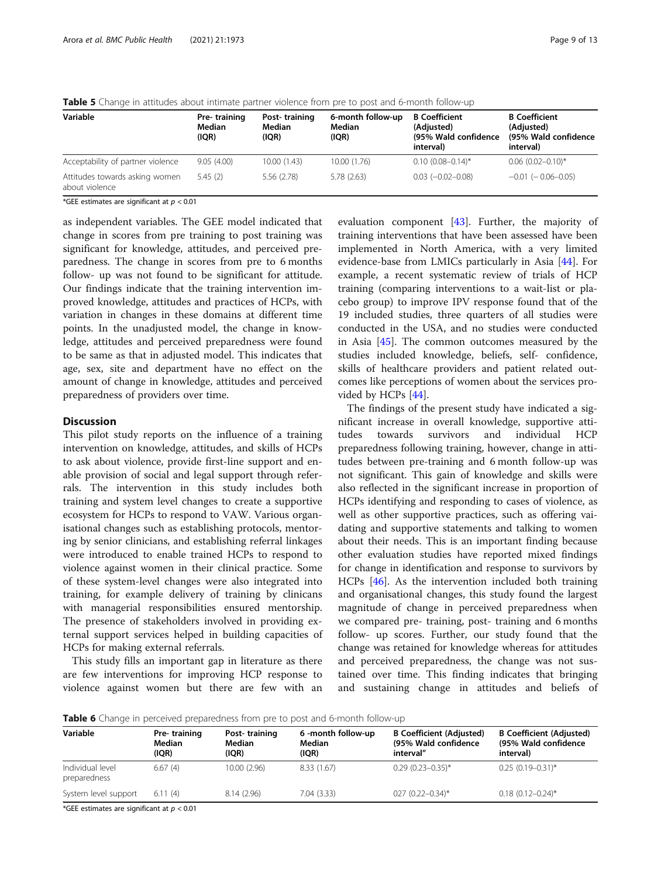**Table 5** Change in attitudes about intimate partner violence from pre to post and 6-month follow-up

| Variable | Pre- training Median (IQR) | Post- training Median (IQR) | 6-month follow-up Median (IQR) | B Coefficient (Adjusted) (95% Wald confidence interval) | B Coefficient (Adjusted) (95% Wald confidence interval) |
|---|---|---|---|---|---|
| Acceptability of partner violence | 9.05 (4.00) | 10.00 (1.43) | 10.00 (1.76) | 0.10 (0.08–0.14)* | 0.06 (0.02–0.10)* |
| Attitudes towards asking women about violence | 5.45 (2) | 5.56 (2.78) | 5.78 (2.63) | 0.03 (−0.02–0.08) | −0.01 (− 0.06–0.05) |

*GEE estimates are significant at $p < 0.01$

as independent variables. The GEE model indicated that change in scores from pre training to post training was significant for knowledge, attitudes, and perceived preparedness. The change in scores from pre to 6 months follow- up was not found to be significant for attitude. Our findings indicate that the training intervention improved knowledge, attitudes and practices of HCPs, with variation in changes in these domains at different time points. In the unadjusted model, the change in knowledge, attitudes and perceived preparedness were found to be same as that in adjusted model. This indicates that age, sex, site and department have no effect on the amount of change in knowledge, attitudes and perceived preparedness of providers over time.

## Discussion

This pilot study reports on the influence of a training intervention on knowledge, attitudes, and skills of HCPs to ask about violence, provide first-line support and enable provision of social and legal support through referrals. The intervention in this study includes both training and system level changes to create a supportive ecosystem for HCPs to respond to VAW. Various organisational changes such as establishing protocols, mentoring by senior clinicians, and establishing referral linkages were introduced to enable trained HCPs to respond to violence against women in their clinical practice. Some of these system-level changes were also integrated into training, for example delivery of training by clinicans with managerial responsibilities ensured mentorship. The presence of stakeholders involved in providing external support services helped in building capacities of HCPs for making external referrals.

This study fills an important gap in literature as there are few interventions for improving HCP response to violence against women but there are few with an evaluation component [43]. Further, the majority of training interventions that have been assessed have been implemented in North America, with a very limited evidence-base from LMICs particularly in Asia [44]. For example, a recent systematic review of trials of HCP training (comparing interventions to a wait-list or placebo group) to improve IPV response found that of the 19 included studies, three quarters of all studies were conducted in the USA, and no studies were conducted in Asia [45]. The common outcomes measured by the studies included knowledge, beliefs, self- confidence, skills of healthcare providers and patient related outcomes like perceptions of women about the services provided by HCPs [44].

The findings of the present study have indicated a significant increase in overall knowledge, supportive attitudes towards survivors and individual HCP preparedness following training, however, change in attitudes between pre-training and 6 month follow-up was not significant. This gain of knowledge and skills were also reflected in the significant increase in proportion of HCPs identifying and responding to cases of violence, as well as other supportive practices, such as offering vaidating and supportive statements and talking to women about their needs. This is an important finding because other evaluation studies have reported mixed findings for change in identification and response to survivors by HCPs [46]. As the intervention included both training and organisational changes, this study found the largest magnitude of change in perceived preparedness when we compared pre- training, post- training and 6 months follow- up scores. Further, our study found that the change was retained for knowledge whereas for attitudes and perceived preparedness, the change was not sustained over time. This finding indicates that bringing and sustaining change in attitudes and beliefs of

**Table 6** Change in perceived preparedness from pre to post and 6-month follow-up

| Variable | Pre- training Median (IQR) | Post- training Median (IQR) | 6 -month follow-up Median (IQR) | B Coefficient (Adjusted) (95% Wald confidence interval" | B Coefficient (Adjusted) (95% Wald confidence interval) |
|---|---|---|---|---|---|
| Individual level preparedness | 6.67 (4) | 10.00 (2.96) | 8.33 (1.67) | 0.29 (0.23–0.35)* | 0.25 (0.19–0.31)* |
| System level support | 6.11 (4) | 8.14 (2.96) | 7.04 (3.33) | 027 (0.22–0.34)* | 0.18 (0.12–0.24)* |

*GEE estimates are significant at $p < 0.01$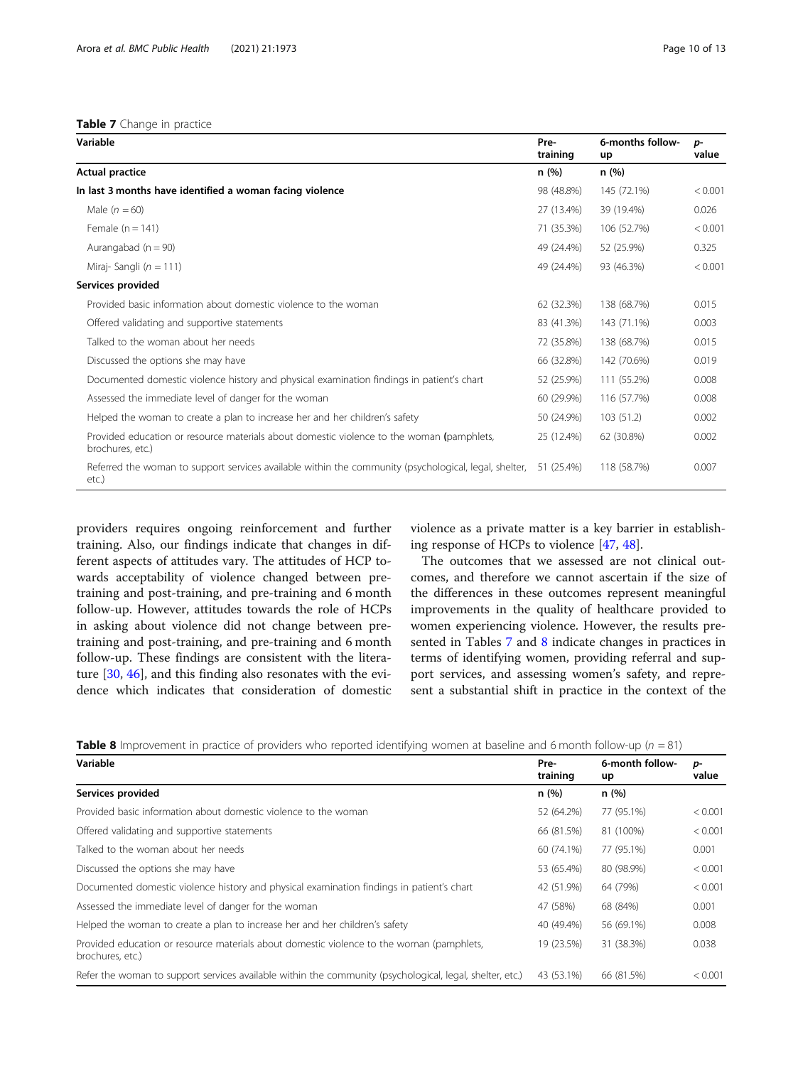**Table 7** Change in practice

| Variable | Pre-training | 6-months follow-up | p-value |
|---|---|---|---|
| **Actual practice** | n (%) | n (%) | |
| **In last 3 months have identified a woman facing violence** | 98 (48.8%) | 145 (72.1%) | < 0.001 |
| Male (n = 60) | 27 (13.4%) | 39 (19.4%) | 0.026 |
| Female (n = 141) | 71 (35.3%) | 106 (52.7%) | < 0.001 |
| Aurangabad (n = 90) | 49 (24.4%) | 52 (25.9%) | 0.325 |
| Miraj- Sangli (n = 111) | 49 (24.4%) | 93 (46.3%) | < 0.001 |
| **Services provided** | | | |
| Provided basic information about domestic violence to the woman | 62 (32.3%) | 138 (68.7%) | 0.015 |
| Offered validating and supportive statements | 83 (41.3%) | 143 (71.1%) | 0.003 |
| Talked to the woman about her needs | 72 (35.8%) | 138 (68.7%) | 0.015 |
| Discussed the options she may have | 66 (32.8%) | 142 (70.6%) | 0.019 |
| Documented domestic violence history and physical examination findings in patient's chart | 52 (25.9%) | 111 (55.2%) | 0.008 |
| Assessed the immediate level of danger for the woman | 60 (29.9%) | 116 (57.7%) | 0.008 |
| Helped the woman to create a plan to increase her and her children's safety | 50 (24.9%) | 103 (51.2) | 0.002 |
| Provided education or resource materials about domestic violence to the woman (pamphlets, brochures, etc.) | 25 (12.4%) | 62 (30.8%) | 0.002 |
| Referred the woman to support services available within the community (psychological, legal, shelter, etc.) | 51 (25.4%) | 118 (58.7%) | 0.007 |

providers requires ongoing reinforcement and further training. Also, our findings indicate that changes in different aspects of attitudes vary. The attitudes of HCP towards acceptability of violence changed between pre-training and post-training, and pre-training and 6 month follow-up. However, attitudes towards the role of HCPs in asking about violence did not change between pre-training and post-training, and pre-training and 6 month follow-up. These findings are consistent with the literature [30, 46], and this finding also resonates with the evidence which indicates that consideration of domestic violence as a private matter is a key barrier in establishing response of HCPs to violence [47, 48].

The outcomes that we assessed are not clinical outcomes, and therefore we cannot ascertain if the size of the differences in these outcomes represent meaningful improvements in the quality of healthcare provided to women experiencing violence. However, the results presented in Tables 7 and 8 indicate changes in practices in terms of identifying women, providing referral and support services, and assessing women's safety, and represent a substantial shift in practice in the context of the

**Table 8** Improvement in practice of providers who reported identifying women at baseline and 6 month follow-up (n = 81)

| Variable | Pre-training | 6-month follow-up | p-value |
|---|---|---|---|
| **Services provided** | n (%) | n (%) | |
| Provided basic information about domestic violence to the woman | 52 (64.2%) | 77 (95.1%) | < 0.001 |
| Offered validating and supportive statements | 66 (81.5%) | 81 (100%) | < 0.001 |
| Talked to the woman about her needs | 60 (74.1%) | 77 (95.1%) | 0.001 |
| Discussed the options she may have | 53 (65.4%) | 80 (98.9%) | < 0.001 |
| Documented domestic violence history and physical examination findings in patient's chart | 42 (51.9%) | 64 (79%) | < 0.001 |
| Assessed the immediate level of danger for the woman | 47 (58%) | 68 (84%) | 0.001 |
| Helped the woman to create a plan to increase her and her children's safety | 40 (49.4%) | 56 (69.1%) | 0.008 |
| Provided education or resource materials about domestic violence to the woman (pamphlets, brochures, etc.) | 19 (23.5%) | 31 (38.3%) | 0.038 |
| Refer the woman to support services available within the community (psychological, legal, shelter, etc.) | 43 (53.1%) | 66 (81.5%) | < 0.001 |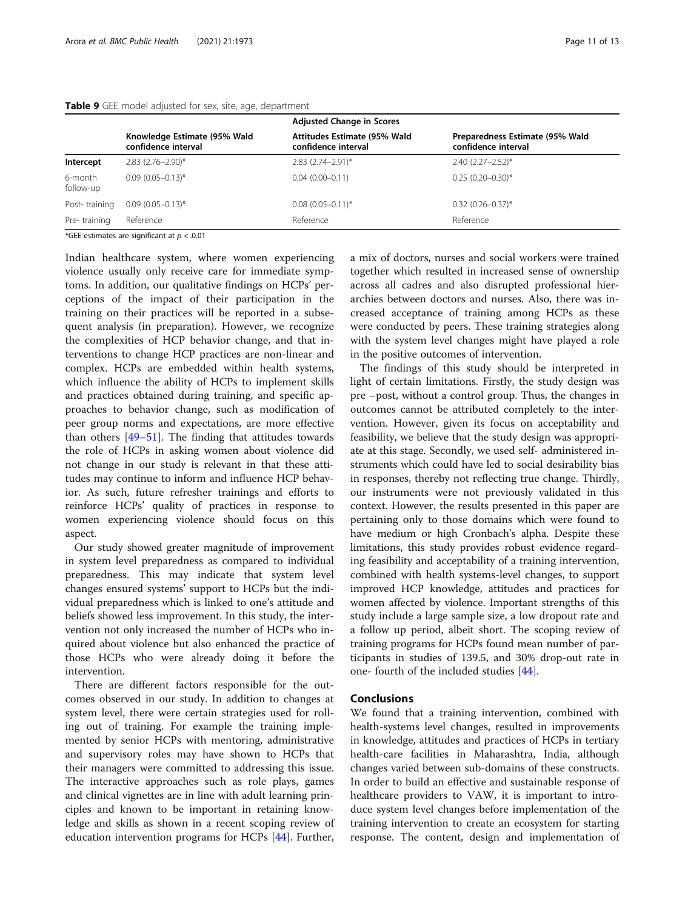**Table 9** GEE model adjusted for sex, site, age, department

| | Adjusted Change in Scores | | |
|---|---|---|---|
| | Knowledge Estimate (95% Wald confidence interval | Attitudes Estimate (95% Wald confidence interval | Preparedness Estimate (95% Wald confidence interval |
| **Intercept** | 2.83 (2.76–2.90)* | 2.83 (2.74–2.91)* | 2.40 (2.27–2.52)* |
| 6-month follow-up | 0.09 (0.05–0.13)* | 0.04 (0.00–0.11) | 0.25 (0.20–0.30)* |
| Post- training | 0.09 (0.05–0.13)* | 0.08 (0.05–0.11)* | 0.32 (0.26–0.37)* |
| Pre- training | Reference | Reference | Reference |

*GEE estimates are significant at $p < .0.01$

Indian healthcare system, where women experiencing violence usually only receive care for immediate symptoms. In addition, our qualitative findings on HCPs' perceptions of the impact of their participation in the training on their practices will be reported in a subsequent analysis (in preparation). However, we recognize the complexities of HCP behavior change, and that interventions to change HCP practices are non-linear and complex. HCPs are embedded within health systems, which influence the ability of HCPs to implement skills and practices obtained during training, and specific approaches to behavior change, such as modification of peer group norms and expectations, are more effective than others [49–51]. The finding that attitudes towards the role of HCPs in asking women about violence did not change in our study is relevant in that these attitudes may continue to inform and influence HCP behavior. As such, future refresher trainings and efforts to reinforce HCPs' quality of practices in response to women experiencing violence should focus on this aspect.

Our study showed greater magnitude of improvement in system level preparedness as compared to individual preparedness. This may indicate that system level changes ensured systems' support to HCPs but the individual preparedness which is linked to one's attitude and beliefs showed less improvement. In this study, the intervention not only increased the number of HCPs who inquired about violence but also enhanced the practice of those HCPs who were already doing it before the intervention.

There are different factors responsible for the outcomes observed in our study. In addition to changes at system level, there were certain strategies used for rolling out of training. For example the training implemented by senior HCPs with mentoring, administrative and supervisory roles may have shown to HCPs that their managers were committed to addressing this issue. The interactive approaches such as role plays, games and clinical vignettes are in line with adult learning principles and known to be important in retaining knowledge and skills as shown in a recent scoping review of education intervention programs for HCPs [44]. Further, a mix of doctors, nurses and social workers were trained together which resulted in increased sense of ownership across all cadres and also disrupted professional hierarchies between doctors and nurses. Also, there was increased acceptance of training among HCPs as these were conducted by peers. These training strategies along with the system level changes might have played a role in the positive outcomes of intervention.

The findings of this study should be interpreted in light of certain limitations. Firstly, the study design was pre –post, without a control group. Thus, the changes in outcomes cannot be attributed completely to the intervention. However, given its focus on acceptability and feasibility, we believe that the study design was appropriate at this stage. Secondly, we used self- administered instruments which could have led to social desirability bias in responses, thereby not reflecting true change. Thirdly, our instruments were not previously validated in this context. However, the results presented in this paper are pertaining only to those domains which were found to have medium or high Cronbach's alpha. Despite these limitations, this study provides robust evidence regarding feasibility and acceptability of a training intervention, combined with health systems-level changes, to support improved HCP knowledge, attitudes and practices for women affected by violence. Important strengths of this study include a large sample size, a low dropout rate and a follow up period, albeit short. The scoping review of training programs for HCPs found mean number of participants in studies of 139.5, and 30% drop-out rate in one- fourth of the included studies [44].

## Conclusions

We found that a training intervention, combined with health-systems level changes, resulted in improvements in knowledge, attitudes and practices of HCPs in tertiary health-care facilities in Maharashtra, India, although changes varied between sub-domains of these constructs. In order to build an effective and sustainable response of healthcare providers to VAW, it is important to introduce system level changes before implementation of the training intervention to create an ecosystem for starting response. The content, design and implementation of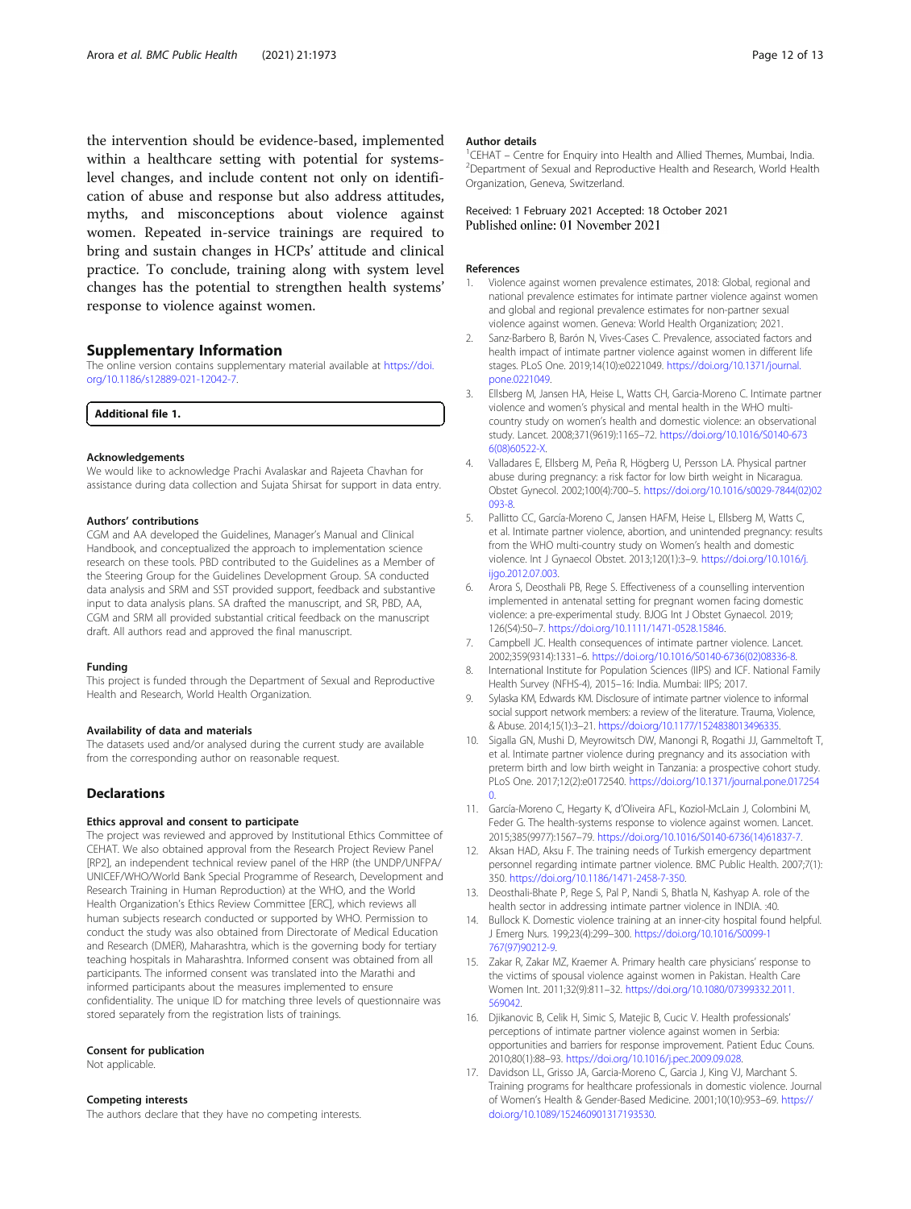the intervention should be evidence-based, implemented within a healthcare setting with potential for systems-level changes, and include content not only on identification of abuse and response but also address attitudes, myths, and misconceptions about violence against women. Repeated in-service trainings are required to bring and sustain changes in HCPs' attitude and clinical practice. To conclude, training along with system level changes has the potential to strengthen health systems' response to violence against women.

## Supplementary Information

The online version contains supplementary material available at https://doi.org/10.1186/s12889-021-12042-7.

**Additional file 1.**

### Acknowledgements

We would like to acknowledge Prachi Avalaskar and Rajeeta Chavhan for assistance during data collection and Sujata Shirsat for support in data entry.

### Authors' contributions

CGM and AA developed the Guidelines, Manager's Manual and Clinical Handbook, and conceptualized the approach to implementation science research on these tools. PBD contributed to the Guidelines as a Member of the Steering Group for the Guidelines Development Group. SA conducted data analysis and SRM and SST provided support, feedback and substantive input to data analysis plans. SA drafted the manuscript, and SR, PBD, AA, CGM and SRM all provided substantial critical feedback on the manuscript draft. All authors read and approved the final manuscript.

### Funding

This project is funded through the Department of Sexual and Reproductive Health and Research, World Health Organization.

### Availability of data and materials

The datasets used and/or analysed during the current study are available from the corresponding author on reasonable request.

## Declarations

### Ethics approval and consent to participate

The project was reviewed and approved by Institutional Ethics Committee of CEHAT. We also obtained approval from the Research Project Review Panel [RP2], an independent technical review panel of the HRP (the UNDP/UNFPA/UNICEF/WHO/World Bank Special Programme of Research, Development and Research Training in Human Reproduction) at the WHO, and the World Health Organization's Ethics Review Committee [ERC], which reviews all human subjects research conducted or supported by WHO. Permission to conduct the study was also obtained from Directorate of Medical Education and Research (DMER), Maharashtra, which is the governing body for tertiary teaching hospitals in Maharashtra. Informed consent was obtained from all participants. The informed consent was translated into the Marathi and informed participants about the measures implemented to ensure confidentiality. The unique ID for matching three levels of questionnaire was stored separately from the registration lists of trainings.

### Consent for publication

Not applicable.

### Competing interests

The authors declare that they have no competing interests.

### Author details

[1]CEHAT – Centre for Enquiry into Health and Allied Themes, Mumbai, India. [2]Department of Sexual and Reproductive Health and Research, World Health Organization, Geneva, Switzerland.

Received: 1 February 2021 Accepted: 18 October 2021
Published online: 01 November 2021

### References

1. Violence against women prevalence estimates, 2018: Global, regional and national prevalence estimates for intimate partner violence against women and global and regional prevalence estimates for non-partner sexual violence against women. Geneva: World Health Organization; 2021.
2. Sanz-Barbero B, Barón N, Vives-Cases C. Prevalence, associated factors and health impact of intimate partner violence against women in different life stages. PLoS One. 2019;14(10):e0221049. https://doi.org/10.1371/journal.pone.0221049.
3. Ellsberg M, Jansen HA, Heise L, Watts CH, Garcia-Moreno C. Intimate partner violence and women's physical and mental health in the WHO multi-country study on women's health and domestic violence: an observational study. Lancet. 2008;371(9619):1165–72. https://doi.org/10.1016/S0140-6736(08)60522-X.
4. Valladares E, Ellsberg M, Peña R, Högberg U, Persson LA. Physical partner abuse during pregnancy: a risk factor for low birth weight in Nicaragua. Obstet Gynecol. 2002;100(4):700–5. https://doi.org/10.1016/s0029-7844(02)02093-8.
5. Pallitto CC, García-Moreno C, Jansen HAFM, Heise L, Ellsberg M, Watts C, et al. Intimate partner violence, abortion, and unintended pregnancy: results from the WHO multi-country study on Women's health and domestic violence. Int J Gynaecol Obstet. 2013;120(1):3–9. https://doi.org/10.1016/j.ijgo.2012.07.003.
6. Arora S, Deosthali PB, Rege S. Effectiveness of a counselling intervention implemented in antenatal setting for pregnant women facing domestic violence: a pre-experimental study. BJOG Int J Obstet Gynaecol. 2019;126(S4):50–7. https://doi.org/10.1111/1471-0528.15846.
7. Campbell JC. Health consequences of intimate partner violence. Lancet. 2002;359(9314):1331–6. https://doi.org/10.1016/S0140-6736(02)08336-8.
8. International Institute for Population Sciences (IIPS) and ICF. National Family Health Survey (NFHS-4), 2015–16: India. Mumbai: IIPS; 2017.
9. Sylaska KM, Edwards KM. Disclosure of intimate partner violence to informal social support network members: a review of the literature. Trauma, Violence, & Abuse. 2014;15(1):3–21. https://doi.org/10.1177/1524838013496335.
10. Sigalla GN, Mushi D, Meyrowitsch DW, Manongi R, Rogathi JJ, Gammeltoft T, et al. Intimate partner violence during pregnancy and its association with preterm birth and low birth weight in Tanzania: a prospective cohort study. PLoS One. 2017;12(2):e0172540. https://doi.org/10.1371/journal.pone.0172540.
11. García-Moreno C, Hegarty K, d'Oliveira AFL, Koziol-McLain J, Colombini M, Feder G. The health-systems response to violence against women. Lancet. 2015;385(9977):1567–79. https://doi.org/10.1016/S0140-6736(14)61837-7.
12. Aksan HAD, Aksu F. The training needs of Turkish emergency department personnel regarding intimate partner violence. BMC Public Health. 2007;7(1):350. https://doi.org/10.1186/1471-2458-7-350.
13. Deosthali-Bhate P, Rege S, Pal P, Nandi S, Bhatla N, Kashyap A. role of the health sector in addressing intimate partner violence in INDIA. :40.
14. Bullock K. Domestic violence training at an inner-city hospital found helpful. J Emerg Nurs. 199;23(4):299–300. https://doi.org/10.1016/S0099-1767(97)90212-9.
15. Zakar R, Zakar MZ, Kraemer A. Primary health care physicians' response to the victims of spousal violence against women in Pakistan. Health Care Women Int. 2011;32(9):811–32. https://doi.org/10.1080/07399332.2011.569042.
16. Djikanovic B, Celik H, Simic S, Matejic B, Cucic V. Health professionals' perceptions of intimate partner violence against women in Serbia: opportunities and barriers for response improvement. Patient Educ Couns. 2010;80(1):88–93. https://doi.org/10.1016/j.pec.2009.09.028.
17. Davidson LL, Grisso JA, Garcia-Moreno C, Garcia J, King VJ, Marchant S. Training programs for healthcare professionals in domestic violence. Journal of Women's Health & Gender-Based Medicine. 2001;10(10):953–69. https://doi.org/10.1089/152460901317193530.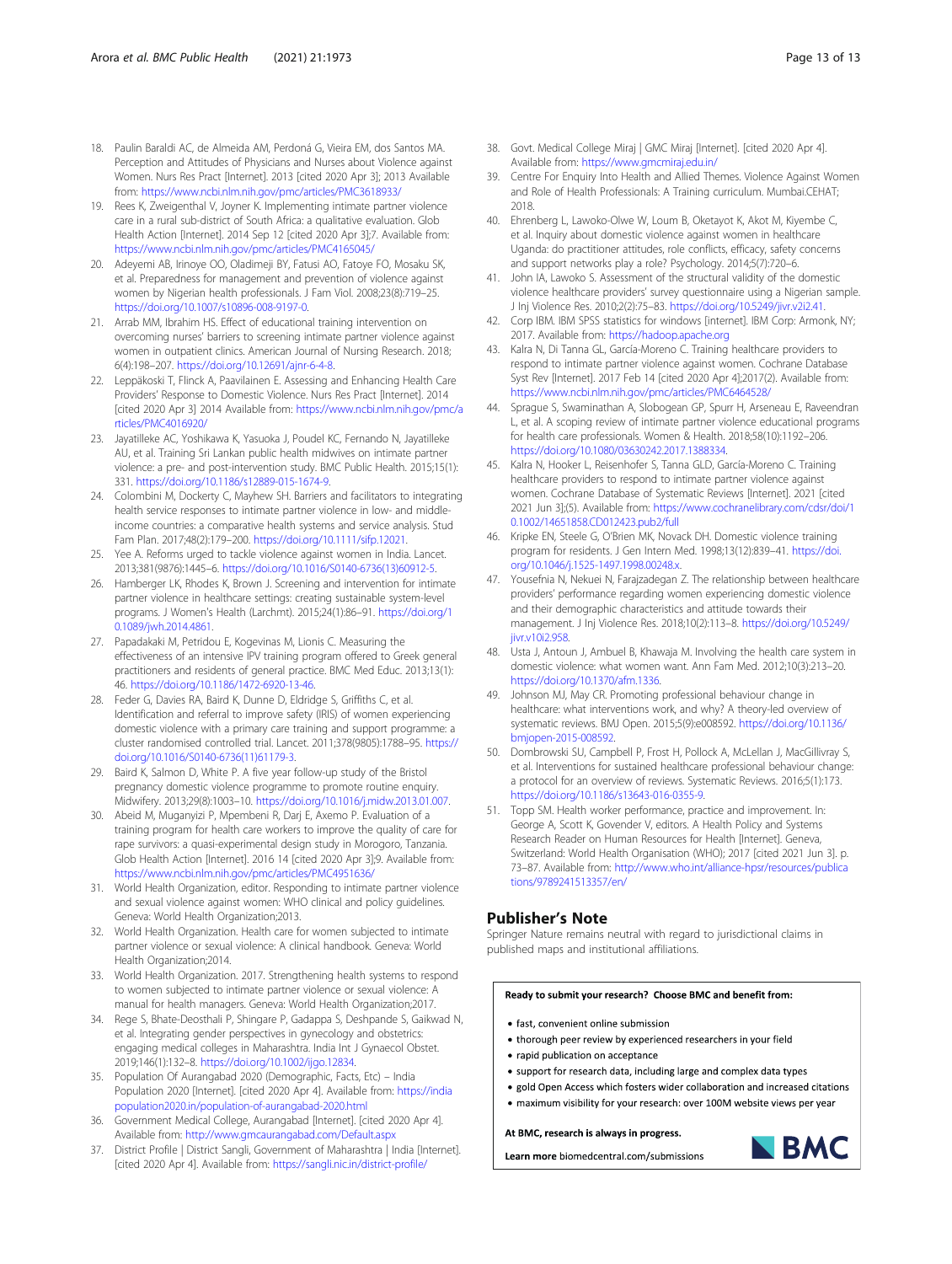18. Paulin Baraldi AC, de Almeida AM, Perdoná G, Vieira EM, dos Santos MA. Perception and Attitudes of Physicians and Nurses about Violence against Women. Nurs Res Pract [Internet]. 2013 [cited 2020 Apr 3]; 2013 Available from: https://www.ncbi.nlm.nih.gov/pmc/articles/PMC3618933/
19. Rees K, Zweigenthal V, Joyner K. Implementing intimate partner violence care in a rural sub-district of South Africa: a qualitative evaluation. Glob Health Action [Internet]. 2014 Sep 12 [cited 2020 Apr 3];7. Available from: https://www.ncbi.nlm.nih.gov/pmc/articles/PMC4165045/
20. Adeyemi AB, Irinoye OO, Oladimeji BY, Fatusi AO, Fatoye FO, Mosaku SK, et al. Preparedness for management and prevention of violence against women by Nigerian health professionals. J Fam Viol. 2008;23(8):719–25. https://doi.org/10.1007/s10896-008-9197-0.
21. Arrab MM, Ibrahim HS. Effect of educational training intervention on overcoming nurses' barriers to screening intimate partner violence against women in outpatient clinics. American Journal of Nursing Research. 2018; 6(4):198–207. https://doi.org/10.12691/ajnr-6-4-8.
22. Leppäkoski T, Flinck A, Paavilainen E. Assessing and Enhancing Health Care Providers' Response to Domestic Violence. Nurs Res Pract [Internet]. 2014 [cited 2020 Apr 3] 2014 Available from: https://www.ncbi.nlm.nih.gov/pmc/articles/PMC4016920/
23. Jayatilleke AC, Yoshikawa K, Yasuoka J, Poudel KC, Fernando N, Jayatilleke AU, et al. Training Sri Lankan public health midwives on intimate partner violence: a pre- and post-intervention study. BMC Public Health. 2015;15(1): 331. https://doi.org/10.1186/s12889-015-1674-9.
24. Colombini M, Dockerty C, Mayhew SH. Barriers and facilitators to integrating health service responses to intimate partner violence in low- and middle-income countries: a comparative health systems and service analysis. Stud Fam Plan. 2017;48(2):179–200. https://doi.org/10.1111/sifp.12021.
25. Yee A. Reforms urged to tackle violence against women in India. Lancet. 2013;381(9876):1445–6. https://doi.org/10.1016/S0140-6736(13)60912-5.
26. Hamberger LK, Rhodes K, Brown J. Screening and intervention for intimate partner violence in healthcare settings: creating sustainable system-level programs. J Women's Health (Larchmt). 2015;24(1):86–91. https://doi.org/10.1089/jwh.2014.4861.
27. Papadakaki M, Petridou E, Kogevinas M, Lionis C. Measuring the effectiveness of an intensive IPV training program offered to Greek general practitioners and residents of general practice. BMC Med Educ. 2013;13(1): 46. https://doi.org/10.1186/1472-6920-13-46.
28. Feder G, Davies RA, Baird K, Dunne D, Eldridge S, Griffiths C, et al. Identification and referral to improve safety (IRIS) of women experiencing domestic violence with a primary care training and support programme: a cluster randomised controlled trial. Lancet. 2011;378(9805):1788–95. https://doi.org/10.1016/S0140-6736(11)61179-3.
29. Baird K, Salmon D, White P. A five year follow-up study of the Bristol pregnancy domestic violence programme to promote routine enquiry. Midwifery. 2013;29(8):1003–10. https://doi.org/10.1016/j.midw.2013.01.007.
30. Abeid M, Muganyizi P, Mpembeni R, Darj E, Axemo P. Evaluation of a training program for health care workers to improve the quality of care for rape survivors: a quasi-experimental design study in Morogoro, Tanzania. Glob Health Action [Internet]. 2016 14 [cited 2020 Apr 3];9. Available from: https://www.ncbi.nlm.nih.gov/pmc/articles/PMC4951636/
31. World Health Organization, editor. Responding to intimate partner violence and sexual violence against women: WHO clinical and policy guidelines. Geneva: World Health Organization;2013.
32. World Health Organization. Health care for women subjected to intimate partner violence or sexual violence: A clinical handbook. Geneva: World Health Organization;2014.
33. World Health Organization. 2017. Strengthening health systems to respond to women subjected to intimate partner violence or sexual violence: A manual for health managers. Geneva: World Health Organization;2017.
34. Rege S, Bhate-Deosthali P, Shingare P, Gadappa S, Deshpande S, Gaikwad N, et al. Integrating gender perspectives in gynecology and obstetrics: engaging medical colleges in Maharashtra. India Int J Gynaecol Obstet. 2019;146(1):132–8. https://doi.org/10.1002/ijgo.12834.
35. Population Of Aurangabad 2020 (Demographic, Facts, Etc) – India Population 2020 [Internet]. [cited 2020 Apr 4]. Available from: https://indiapopulation2020.in/population-of-aurangabad-2020.html
36. Government Medical College, Aurangabad [Internet]. [cited 2020 Apr 4]. Available from: http://www.gmcaurangabad.com/Default.aspx
37. District Profile | District Sangli, Government of Maharashtra | India [Internet]. [cited 2020 Apr 4]. Available from: https://sangli.nic.in/district-profile/
38. Govt. Medical College Miraj | GMC Miraj [Internet]. [cited 2020 Apr 4]. Available from: https://www.gmcmiraj.edu.in/
39. Centre For Enquiry Into Health and Allied Themes. Violence Against Women and Role of Health Professionals: A Training curriculum. Mumbai.CEHAT; 2018.
40. Ehrenberg L, Lawoko-Olwe W, Loum B, Oketayot K, Akot M, Kiyembe C, et al. Inquiry about domestic violence against women in healthcare Uganda: do practitioner attitudes, role conflicts, efficacy, safety concerns and support networks play a role? Psychology. 2014;5(7):720–6.
41. John IA, Lawoko S. Assessment of the structural validity of the domestic violence healthcare providers' survey questionnaire using a Nigerian sample. J Inj Violence Res. 2010;2(2):75–83. https://doi.org/10.5249/jivr.v2i2.41.
42. Corp IBM. IBM SPSS statistics for windows [internet]. IBM Corp: Armonk, NY; 2017. Available from: https://hadoop.apache.org
43. Kalra N, Di Tanna GL, García-Moreno C. Training healthcare providers to respond to intimate partner violence against women. Cochrane Database Syst Rev [Internet]. 2017 Feb 14 [cited 2020 Apr 4];2017(2). Available from: https://www.ncbi.nlm.nih.gov/pmc/articles/PMC6464528/
44. Sprague S, Swaminathan A, Slobogean GP, Spurr H, Arseneau E, Raveendran L, et al. A scoping review of intimate partner violence educational programs for health care professionals. Women & Health. 2018;58(10):1192–206. https://doi.org/10.1080/03630242.2017.1388334.
45. Kalra N, Hooker L, Reisenhofer S, Tanna GLD, García-Moreno C. Training healthcare providers to respond to intimate partner violence against women. Cochrane Database of Systematic Reviews [Internet]. 2021 [cited 2021 Jun 3];(5). Available from: https://www.cochranelibrary.com/cdsr/doi/10.1002/14651858.CD012423.pub2/full
46. Kripke EN, Steele G, O'Brien MK, Novack DH. Domestic violence training program for residents. J Gen Intern Med. 1998;13(12):839–41. https://doi.org/10.1046/j.1525-1497.1998.00248.x.
47. Yousefnia N, Nekuei N, Farajzadegan Z. The relationship between healthcare providers' performance regarding women experiencing domestic violence and their demographic characteristics and attitude towards their management. J Inj Violence Res. 2018;10(2):113–8. https://doi.org/10.5249/jivr.v10i2.958.
48. Usta J, Antoun J, Ambuel B, Khawaja M. Involving the health care system in domestic violence: what women want. Ann Fam Med. 2012;10(3):213–20. https://doi.org/10.1370/afm.1336.
49. Johnson MJ, May CR. Promoting professional behaviour change in healthcare: what interventions work, and why? A theory-led overview of systematic reviews. BMJ Open. 2015;5(9):e008592. https://doi.org/10.1136/bmjopen-2015-008592.
50. Dombrowski SU, Campbell P, Frost H, Pollock A, McLellan J, MacGillivray S, et al. Interventions for sustained healthcare professional behaviour change: a protocol for an overview of reviews. Systematic Reviews. 2016;5(1):173. https://doi.org/10.1186/s13643-016-0355-9.
51. Topp SM. Health worker performance, practice and improvement. In: George A, Scott K, Govender V, editors. A Health Policy and Systems Research Reader on Human Resources for Health [Internet]. Geneva, Switzerland: World Health Organisation (WHO); 2017 [cited 2021 Jun 3]. p. 73–87. Available from: http://www.who.int/alliance-hpsr/resources/publications/9789241513357/en/

## Publisher's Note

Springer Nature remains neutral with regard to jurisdictional claims in published maps and institutional affiliations.

**Ready to submit your research? Choose BMC and benefit from:**

- fast, convenient online submission
- thorough peer review by experienced researchers in your field
- rapid publication on acceptance
- support for research data, including large and complex data types
- gold Open Access which fosters wider collaboration and increased citations
- maximum visibility for your research: over 100M website views per year

**At BMC, research is always in progress.**

**Learn more** biomedcentral.com/submissions